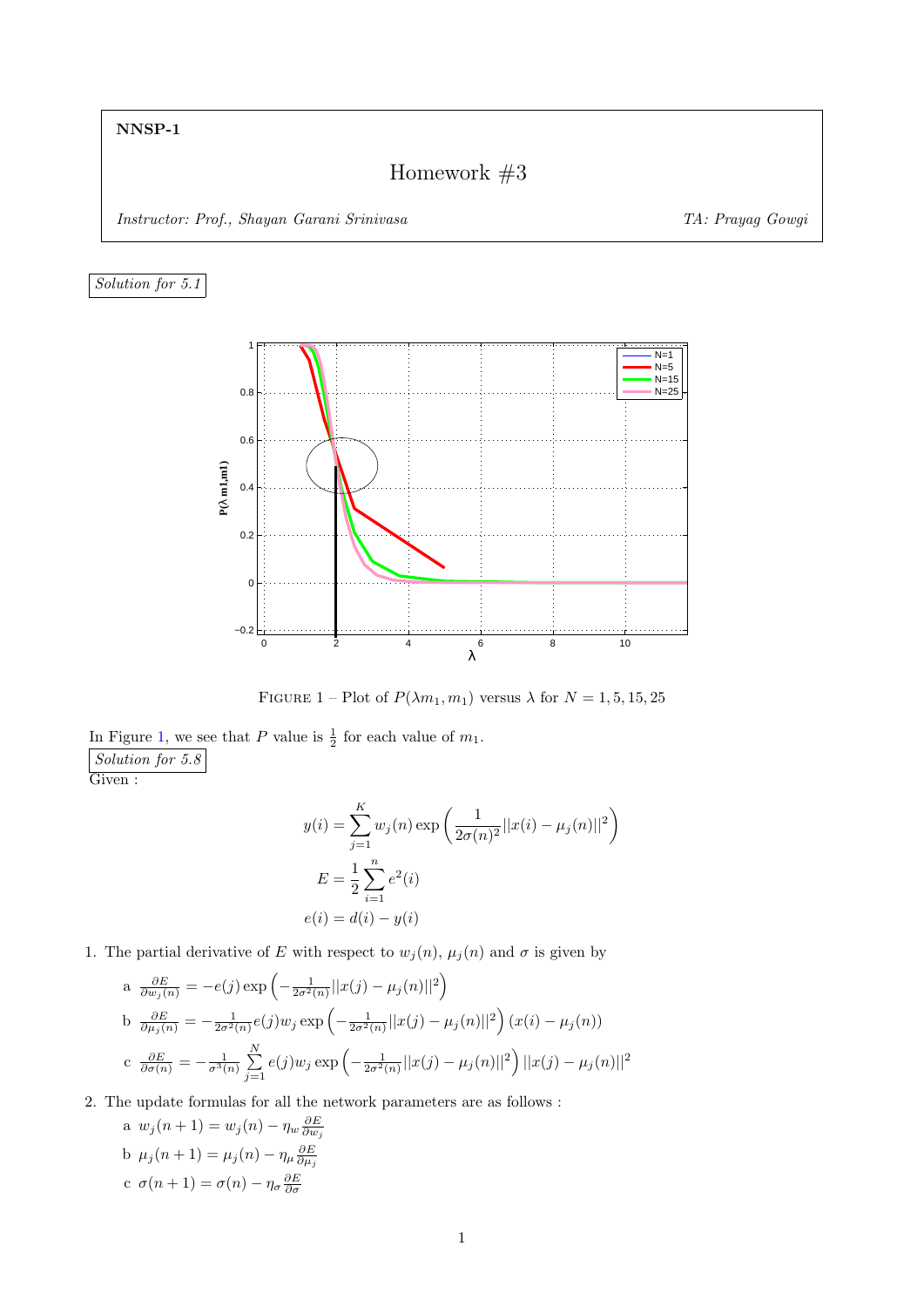**NNSP-1**

# Homework #3

*Instructor: Prof., Shayan Garani Srinivasa* *TA: Prayag Gowgi*

*Solution for 5.1*

P(λ m1,m1)

λ

N=1
N=5
N=15
N=25

1
0.8
0.6
0.4
0.2
0
−0.2

0 2 4 6 8 10

Figure 1 – Plot of $P(\lambda m_1, m_1)$ versus $\lambda$ for $N = 1, 5, 15, 25$

In Figure 1, we see that $P$ value is $\frac{1}{2}$ for each value of $m_1$.

*Solution for 5.8*

Given :

$$y(i) = \sum_{j=1}^{K} w_j(n) \exp\left(\frac{1}{2\sigma(n)^2}||x(i) - \mu_j(n)||^2\right)$$

$$E = \frac{1}{2}\sum_{i=1}^{n} e^2(i)$$

$$e(i) = d(i) - y(i)$$

1. The partial derivative of $E$ with respect to $w_j(n)$, $\mu_j(n)$ and $\sigma$ is given by

   a $\frac{\partial E}{\partial w_j(n)} = -e(j) \exp\left(-\frac{1}{2\sigma^2(n)}||x(j) - \mu_j(n)||^2\right)$

   b $\frac{\partial E}{\partial \mu_j(n)} = -\frac{1}{2\sigma^2(n)} e(j) w_j \exp\left(-\frac{1}{2\sigma^2(n)}||x(j) - \mu_j(n)||^2\right)(x(i) - \mu_j(n))$

   c $\frac{\partial E}{\partial \sigma(n)} = -\frac{1}{\sigma^3(n)} \sum_{j=1}^{N} e(j) w_j \exp\left(-\frac{1}{2\sigma^2(n)}||x(j) - \mu_j(n)||^2\right)||x(j) - \mu_j(n)||^2$

2. The update formulas for all the network parameters are as follows :

   a $w_j(n+1) = w_j(n) - \eta_w \frac{\partial E}{\partial w_j}$

   b $\mu_j(n+1) = \mu_j(n) - \eta_\mu \frac{\partial E}{\partial \mu_j}$

   c $\sigma(n+1) = \sigma(n) - \eta_\sigma \frac{\partial E}{\partial \sigma}$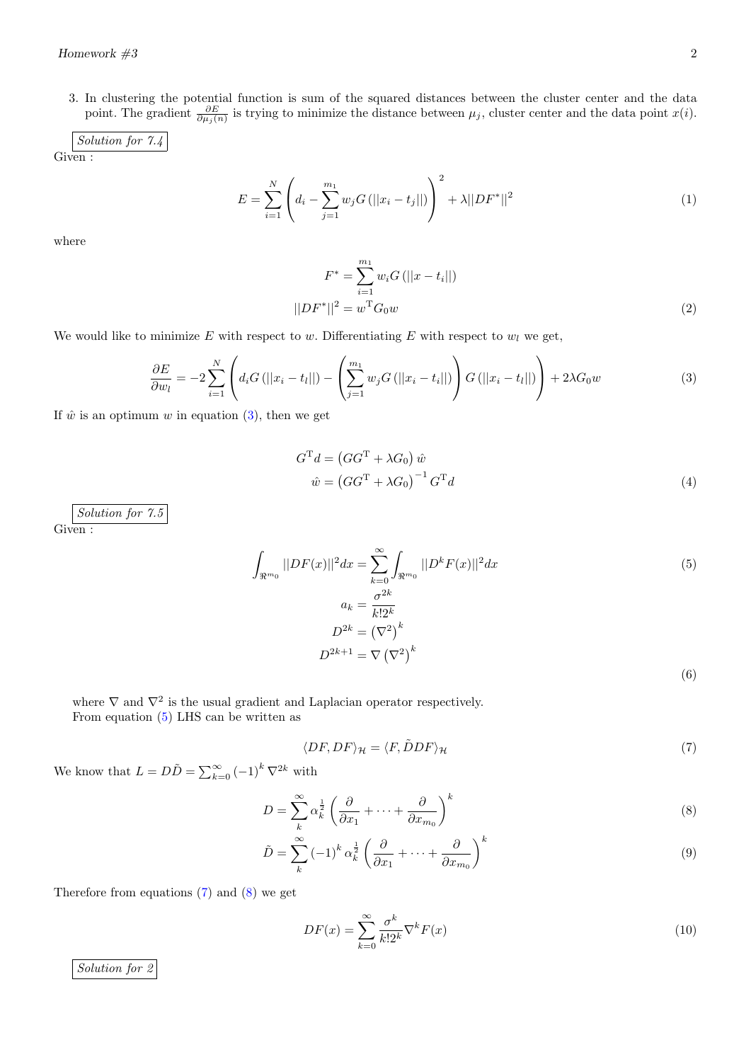3. In clustering the potential function is sum of the squared distances between the cluster center and the data point. The gradient $\frac{\partial E}{\partial \mu_j(n)}$ is trying to minimize the distance between $\mu_j$, cluster center and the data point $x(i)$.

Solution for 7.4

Given :

$$E = \sum_{i=1}^{N} \left( d_i - \sum_{j=1}^{m_1} w_j G\left(||x_i - t_j||\right) \right)^2 + \lambda ||DF^*||^2 \tag{1}$$

where

$$\begin{aligned} F^* &= \sum_{i=1}^{m_1} w_i G\left(||x - t_i||\right) \\ ||DF^*||^2 &= w^{\mathrm{T}} G_0 w \end{aligned} \tag{2}$$

We would like to minimize $E$ with respect to $w$. Differentiating $E$ with respect to $w_l$ we get,

$$\frac{\partial E}{\partial w_l} = -2 \sum_{i=1}^{N} \left( d_i G\left(||x_i - t_l||\right) - \left( \sum_{j=1}^{m_1} w_j G\left(||x_i - t_i||\right) \right) G\left(||x_i - t_l||\right) \right) + 2\lambda G_0 w \tag{3}$$

If $\hat{w}$ is an optimum $w$ in equation (3), then we get

$$\begin{aligned} G^{\mathrm{T}} d &= \left( G G^{\mathrm{T}} + \lambda G_0 \right) \hat{w} \\ \hat{w} &= \left( G G^{\mathrm{T}} + \lambda G_0 \right)^{-1} G^{\mathrm{T}} d \end{aligned} \tag{4}$$

Solution for 7.5

Given :

$$\int_{\Re^{m_0}} ||DF(x)||^2 dx = \sum_{k=0}^{\infty} \int_{\Re^{m_0}} ||D^k F(x)||^2 dx \tag{5}$$

$$\begin{aligned} a_k &= \frac{\sigma^{2k}}{k! 2^k} \\ D^{2k} &= \left( \nabla^2 \right)^k \\ D^{2k+1} &= \nabla \left( \nabla^2 \right)^k \end{aligned} \tag{6}$$

where $\nabla$ and $\nabla^2$ is the usual gradient and Laplacian operator respectively.
From equation (5) LHS can be written as

$$\langle DF, DF \rangle_{\mathcal{H}} = \langle F, \tilde{D} DF \rangle_{\mathcal{H}} \tag{7}$$

We know that $L = D\tilde{D} = \sum_{k=0}^{\infty} (-1)^k \nabla^{2k}$ with

$$D = \sum_{k}^{\infty} \alpha_k^{\frac{1}{2}} \left( \frac{\partial}{\partial x_1} + \cdots + \frac{\partial}{\partial x_{m_0}} \right)^k \tag{8}$$

$$\tilde{D} = \sum_{k}^{\infty} (-1)^k \alpha_k^{\frac{1}{2}} \left( \frac{\partial}{\partial x_1} + \cdots + \frac{\partial}{\partial x_{m_0}} \right)^k \tag{9}$$

Therefore from equations (7) and (8) we get

$$DF(x) = \sum_{k=0}^{\infty} \frac{\sigma^k}{k! 2^k} \nabla^k F(x) \tag{10}$$

Solution for 2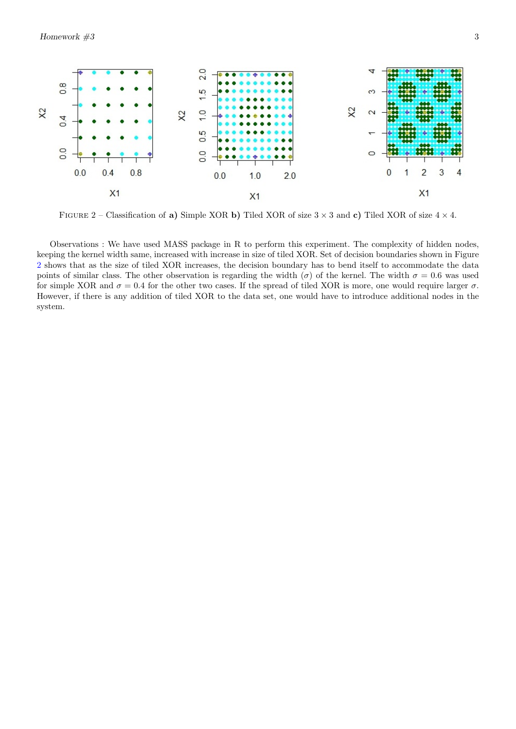X2
0.0
0.4
0.8
0.0
0.4
0.8
X1

X2
0.0
0.5
1.0
1.5
2.0
0.0
1.0
2.0
X1

X2
0
1
2
3
4
0
1
2
3
4
X1

FIGURE 2 – Classification of **a)** Simple XOR **b)** Tiled XOR of size $3 \times 3$ and **c)** Tiled XOR of size $4 \times 4$.

Observations : We have used MASS package in R to perform this experiment. The complexity of hidden nodes, keeping the kernel width same, increased with increase in size of tiled XOR. Set of decision boundaries shown in Figure 2 shows that as the size of tiled XOR increases, the decision boundary has to bend itself to accommodate the data points of similar class. The other observation is regarding the width ($\sigma$) of the kernel. The width $\sigma = 0.6$ was used for simple XOR and $\sigma = 0.4$ for the other two cases. If the spread of tiled XOR is more, one would require larger $\sigma$. However, if there is any addition of tiled XOR to the data set, one would have to introduce additional nodes in the system.